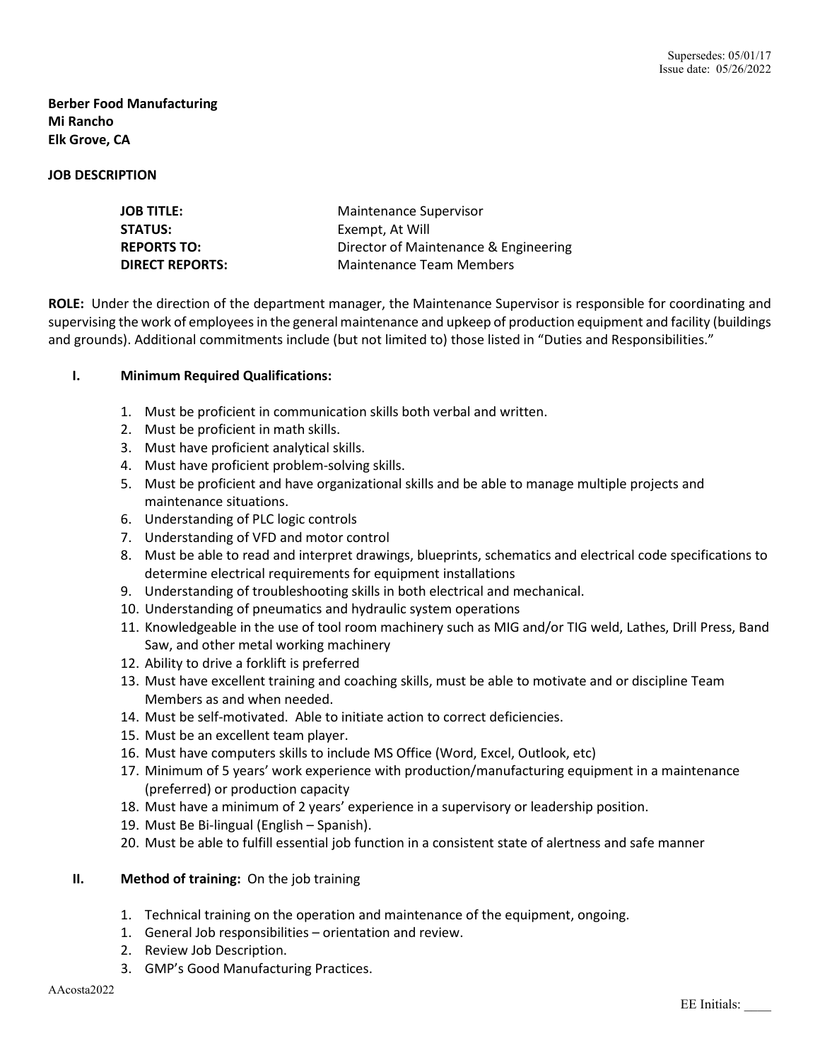Supersedes: 05/01/17
Issue date: 05/26/2022

**Berber Food Manufacturing**
**Mi Rancho**
**Elk Grove, CA**

**JOB DESCRIPTION**

| | |
|---|---|
| **JOB TITLE:** | Maintenance Supervisor |
| **STATUS:** | Exempt, At Will |
| **REPORTS TO:** | Director of Maintenance & Engineering |
| **DIRECT REPORTS:** | Maintenance Team Members |

**ROLE:** Under the direction of the department manager, the Maintenance Supervisor is responsible for coordinating and supervising the work of employees in the general maintenance and upkeep of production equipment and facility (buildings and grounds). Additional commitments include (but not limited to) those listed in "Duties and Responsibilities."

**I. Minimum Required Qualifications:**

1. Must be proficient in communication skills both verbal and written.
2. Must be proficient in math skills.
3. Must have proficient analytical skills.
4. Must have proficient problem-solving skills.
5. Must be proficient and have organizational skills and be able to manage multiple projects and maintenance situations.
6. Understanding of PLC logic controls
7. Understanding of VFD and motor control
8. Must be able to read and interpret drawings, blueprints, schematics and electrical code specifications to determine electrical requirements for equipment installations
9. Understanding of troubleshooting skills in both electrical and mechanical.
10. Understanding of pneumatics and hydraulic system operations
11. Knowledgeable in the use of tool room machinery such as MIG and/or TIG weld, Lathes, Drill Press, Band Saw, and other metal working machinery
12. Ability to drive a forklift is preferred
13. Must have excellent training and coaching skills, must be able to motivate and or discipline Team Members as and when needed.
14. Must be self-motivated. Able to initiate action to correct deficiencies.
15. Must be an excellent team player.
16. Must have computers skills to include MS Office (Word, Excel, Outlook, etc)
17. Minimum of 5 years' work experience with production/manufacturing equipment in a maintenance (preferred) or production capacity
18. Must have a minimum of 2 years' experience in a supervisory or leadership position.
19. Must Be Bi-lingual (English – Spanish).
20. Must be able to fulfill essential job function in a consistent state of alertness and safe manner

**II. Method of training:** On the job training

1. Technical training on the operation and maintenance of the equipment, ongoing.
1. General Job responsibilities – orientation and review.
2. Review Job Description.
3. GMP's Good Manufacturing Practices.

AAcosta2022

EE Initials: ____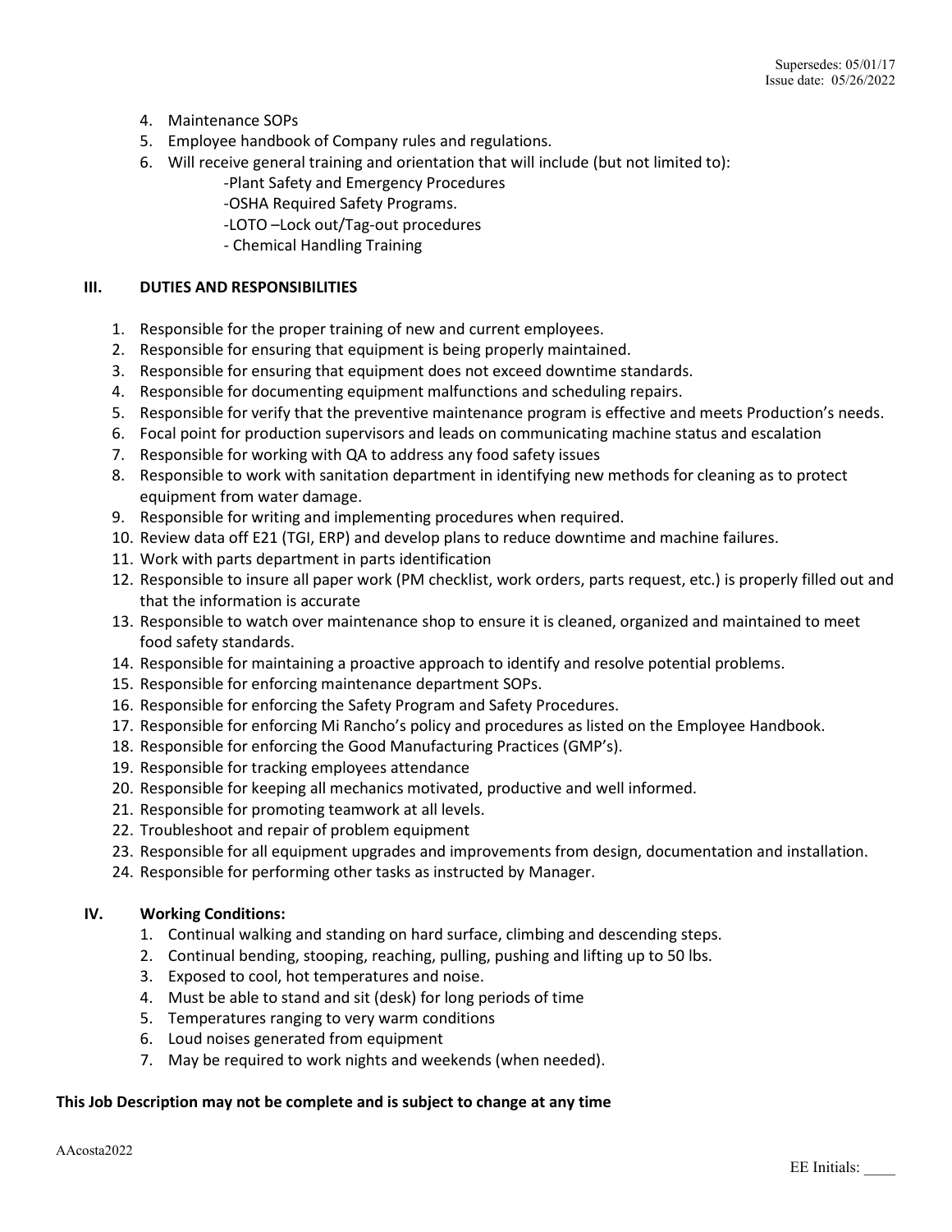4. Maintenance SOPs
5. Employee handbook of Company rules and regulations.
6. Will receive general training and orientation that will include (but not limited to):
   - Plant Safety and Emergency Procedures
   - OSHA Required Safety Programs.
   - LOTO –Lock out/Tag-out procedures
   - Chemical Handling Training

## III. DUTIES AND RESPONSIBILITIES

1. Responsible for the proper training of new and current employees.
2. Responsible for ensuring that equipment is being properly maintained.
3. Responsible for ensuring that equipment does not exceed downtime standards.
4. Responsible for documenting equipment malfunctions and scheduling repairs.
5. Responsible for verify that the preventive maintenance program is effective and meets Production's needs.
6. Focal point for production supervisors and leads on communicating machine status and escalation
7. Responsible for working with QA to address any food safety issues
8. Responsible to work with sanitation department in identifying new methods for cleaning as to protect equipment from water damage.
9. Responsible for writing and implementing procedures when required.
10. Review data off E21 (TGI, ERP) and develop plans to reduce downtime and machine failures.
11. Work with parts department in parts identification
12. Responsible to insure all paper work (PM checklist, work orders, parts request, etc.) is properly filled out and that the information is accurate
13. Responsible to watch over maintenance shop to ensure it is cleaned, organized and maintained to meet food safety standards.
14. Responsible for maintaining a proactive approach to identify and resolve potential problems.
15. Responsible for enforcing maintenance department SOPs.
16. Responsible for enforcing the Safety Program and Safety Procedures.
17. Responsible for enforcing Mi Rancho's policy and procedures as listed on the Employee Handbook.
18. Responsible for enforcing the Good Manufacturing Practices (GMP's).
19. Responsible for tracking employees attendance
20. Responsible for keeping all mechanics motivated, productive and well informed.
21. Responsible for promoting teamwork at all levels.
22. Troubleshoot and repair of problem equipment
23. Responsible for all equipment upgrades and improvements from design, documentation and installation.
24. Responsible for performing other tasks as instructed by Manager.

## IV. Working Conditions:

1. Continual walking and standing on hard surface, climbing and descending steps.
2. Continual bending, stooping, reaching, pulling, pushing and lifting up to 50 lbs.
3. Exposed to cool, hot temperatures and noise.
4. Must be able to stand and sit (desk) for long periods of time
5. Temperatures ranging to very warm conditions
6. Loud noises generated from equipment
7. May be required to work nights and weekends (when needed).

**This Job Description may not be complete and is subject to change at any time**

AAcosta2022

EE Initials: ____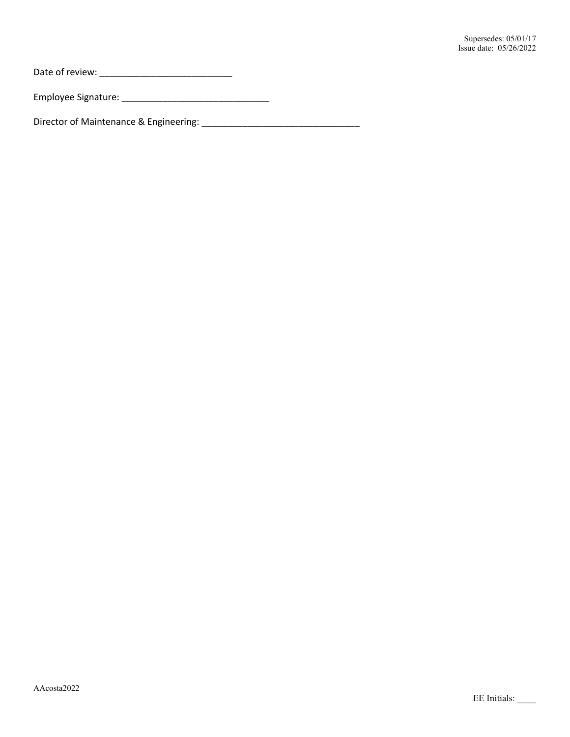Date of review: __________________________

Employee Signature: _____________________________

Director of Maintenance & Engineering: _______________________________

AAcosta2022

EE Initials: ____